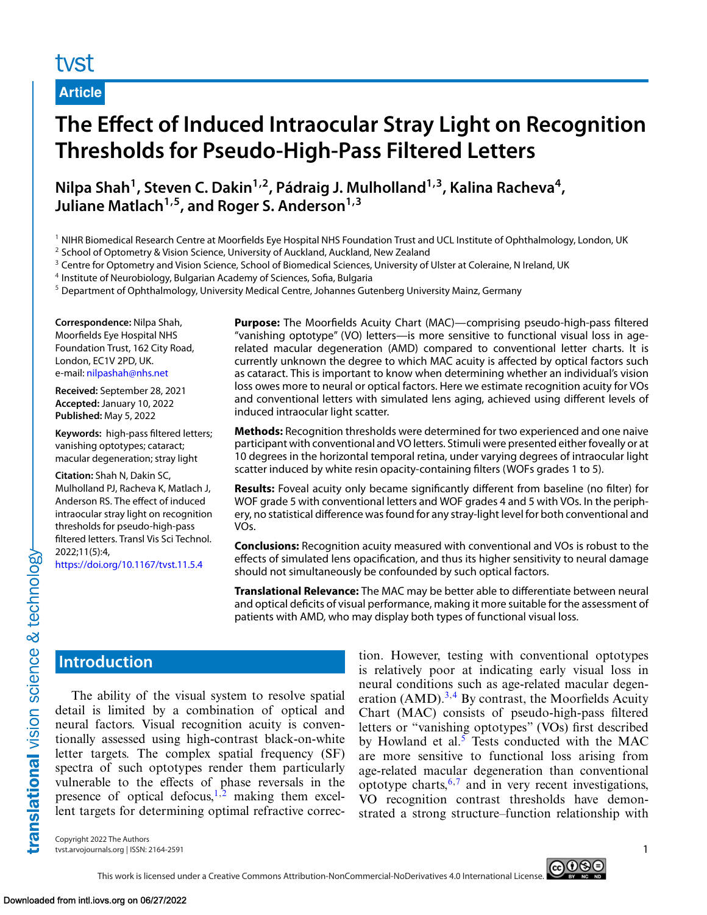Article

# The Effect of Induced Intraocular Stray Light on Recognition Thresholds for Pseudo-High-Pass Filtered Letters

**Nilpa Shah[1], Steven C. Dakin[1,2], Pádraig J. Mulholland[1,3], Kalina Racheva[4], Juliane Matlach[1,5], and Roger S. Anderson[1,3]**

[1] NIHR Biomedical Research Centre at Moorfields Eye Hospital NHS Foundation Trust and UCL Institute of Ophthalmology, London, UK
[2] School of Optometry & Vision Science, University of Auckland, Auckland, New Zealand
[3] Centre for Optometry and Vision Science, School of Biomedical Sciences, University of Ulster at Coleraine, N Ireland, UK
[4] Institute of Neurobiology, Bulgarian Academy of Sciences, Sofia, Bulgaria
[5] Department of Ophthalmology, University Medical Centre, Johannes Gutenberg University Mainz, Germany

**Correspondence:** Nilpa Shah, Moorfields Eye Hospital NHS Foundation Trust, 162 City Road, London, EC1V 2PD, UK. e-mail: nilpashah@nhs.net

**Received:** September 28, 2021
**Accepted:** January 10, 2022
**Published:** May 5, 2022

**Keywords:** high-pass filtered letters; vanishing optotypes; cataract; macular degeneration; stray light

**Citation:** Shah N, Dakin SC, Mulholland PJ, Racheva K, Matlach J, Anderson RS. The effect of induced intraocular stray light on recognition thresholds for pseudo-high-pass filtered letters. Transl Vis Sci Technol. 2022;11(5):4, https://doi.org/10.1167/tvst.11.5.4

**Purpose:** The Moorfields Acuity Chart (MAC)—comprising pseudo-high-pass filtered "vanishing optotype" (VO) letters—is more sensitive to functional visual loss in age-related macular degeneration (AMD) compared to conventional letter charts. It is currently unknown the degree to which MAC acuity is affected by optical factors such as cataract. This is important to know when determining whether an individual's vision loss owes more to neural or optical factors. Here we estimate recognition acuity for VOs and conventional letters with simulated lens aging, achieved using different levels of induced intraocular light scatter.

**Methods:** Recognition thresholds were determined for two experienced and one naive participant with conventional and VO letters. Stimuli were presented either foveally or at 10 degrees in the horizontal temporal retina, under varying degrees of intraocular light scatter induced by white resin opacity-containing filters (WOFs grades 1 to 5).

**Results:** Foveal acuity only became significantly different from baseline (no filter) for WOF grade 5 with conventional letters and WOF grades 4 and 5 with VOs. In the periphery, no statistical difference was found for any stray-light level for both conventional and VOs.

**Conclusions:** Recognition acuity measured with conventional and VOs is robust to the effects of simulated lens opacification, and thus its higher sensitivity to neural damage should not simultaneously be confounded by such optical factors.

**Translational Relevance:** The MAC may be better able to differentiate between neural and optical deficits of visual performance, making it more suitable for the assessment of patients with AMD, who may display both types of functional visual loss.

## Introduction

The ability of the visual system to resolve spatial detail is limited by a combination of optical and neural factors. Visual recognition acuity is conventionally assessed using high-contrast black-on-white letter targets. The complex spatial frequency (SF) spectra of such optotypes render them particularly vulnerable to the effects of phase reversals in the presence of optical defocus,[1,2] making them excellent targets for determining optimal refractive correction. However, testing with conventional optotypes is relatively poor at indicating early visual loss in neural conditions such as age-related macular degeneration (AMD).[3,4] By contrast, the Moorfields Acuity Chart (MAC) consists of pseudo-high-pass filtered letters or "vanishing optotypes" (VOs) first described by Howland et al.[5] Tests conducted with the MAC are more sensitive to functional loss arising from age-related macular degeneration than conventional optotype charts,[6,7] and in very recent investigations, VO recognition contrast thresholds have demonstrated a strong structure–function relationship with

Copyright 2022 The Authors
tvst.arvojournals.org | ISSN: 2164-2591

This work is licensed under a Creative Commons Attribution-NonCommercial-NoDerivatives 4.0 International License.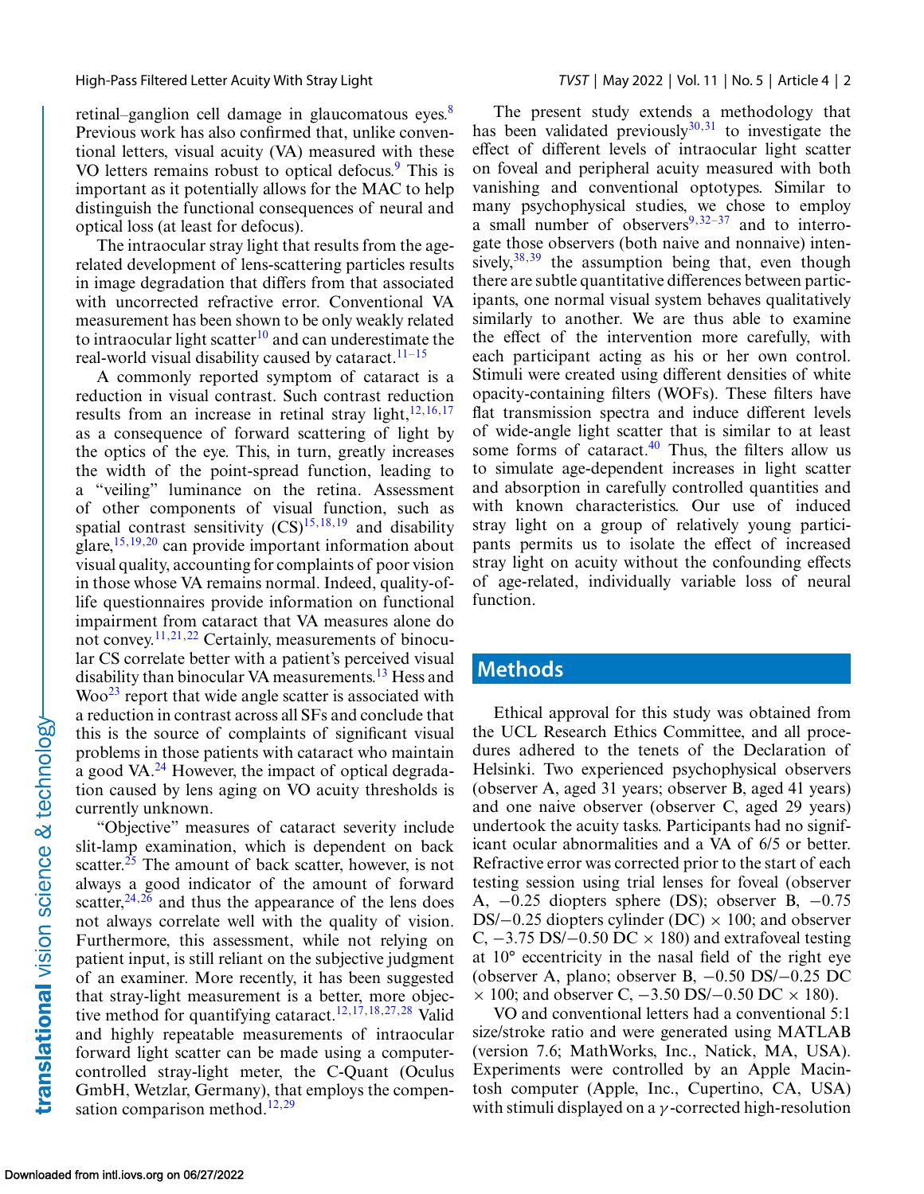retinal–ganglion cell damage in glaucomatous eyes.[8] Previous work has also confirmed that, unlike conventional letters, visual acuity (VA) measured with these VO letters remains robust to optical defocus.[9] This is important as it potentially allows for the MAC to help distinguish the functional consequences of neural and optical loss (at least for defocus).

The intraocular stray light that results from the age-related development of lens-scattering particles results in image degradation that differs from that associated with uncorrected refractive error. Conventional VA measurement has been shown to be only weakly related to intraocular light scatter[10] and can underestimate the real-world visual disability caused by cataract.[11–15]

A commonly reported symptom of cataract is a reduction in visual contrast. Such contrast reduction results from an increase in retinal stray light,[12,16,17] as a consequence of forward scattering of light by the optics of the eye. This, in turn, greatly increases the width of the point-spread function, leading to a "veiling" luminance on the retina. Assessment of other components of visual function, such as spatial contrast sensitivity (CS)[15,18,19] and disability glare,[15,19,20] can provide important information about visual quality, accounting for complaints of poor vision in those whose VA remains normal. Indeed, quality-of-life questionnaires provide information on functional impairment from cataract that VA measures alone do not convey.[11,21,22] Certainly, measurements of binocular CS correlate better with a patient's perceived visual disability than binocular VA measurements.[13] Hess and Woo[23] report that wide angle scatter is associated with a reduction in contrast across all SFs and conclude that this is the source of complaints of significant visual problems in those patients with cataract who maintain a good VA.[24] However, the impact of optical degradation caused by lens aging on VO acuity thresholds is currently unknown.

"Objective" measures of cataract severity include slit-lamp examination, which is dependent on back scatter.[25] The amount of back scatter, however, is not always a good indicator of the amount of forward scatter,[24,26] and thus the appearance of the lens does not always correlate well with the quality of vision. Furthermore, this assessment, while not relying on patient input, is still reliant on the subjective judgment of an examiner. More recently, it has been suggested that stray-light measurement is a better, more objective method for quantifying cataract.[12,17,18,27,28] Valid and highly repeatable measurements of intraocular forward light scatter can be made using a computer-controlled stray-light meter, the C-Quant (Oculus GmbH, Wetzlar, Germany), that employs the compensation comparison method.[12,29]

The present study extends a methodology that has been validated previously[30,31] to investigate the effect of different levels of intraocular light scatter on foveal and peripheral acuity measured with both vanishing and conventional optotypes. Similar to many psychophysical studies, we chose to employ a small number of observers[9,32–37] and to interrogate those observers (both naive and nonnaive) intensively,[38,39] the assumption being that, even though there are subtle quantitative differences between participants, one normal visual system behaves qualitatively similarly to another. We are thus able to examine the effect of the intervention more carefully, with each participant acting as his or her own control. Stimuli were created using different densities of white opacity-containing filters (WOFs). These filters have flat transmission spectra and induce different levels of wide-angle light scatter that is similar to at least some forms of cataract.[40] Thus, the filters allow us to simulate age-dependent increases in light scatter and absorption in carefully controlled quantities and with known characteristics. Our use of induced stray light on a group of relatively young participants permits us to isolate the effect of increased stray light on acuity without the confounding effects of age-related, individually variable loss of neural function.

## Methods

Ethical approval for this study was obtained from the UCL Research Ethics Committee, and all procedures adhered to the tenets of the Declaration of Helsinki. Two experienced psychophysical observers (observer A, aged 31 years; observer B, aged 41 years) and one naive observer (observer C, aged 29 years) undertook the acuity tasks. Participants had no significant ocular abnormalities and a VA of 6/5 or better. Refractive error was corrected prior to the start of each testing session using trial lenses for foveal (observer A, −0.25 diopters sphere (DS); observer B, −0.75 DS/−0.25 diopters cylinder (DC) × 100; and observer C, −3.75 DS/−0.50 DC × 180) and extrafoveal testing at 10° eccentricity in the nasal field of the right eye (observer A, plano; observer B, −0.50 DS/−0.25 DC × 100; and observer C, −3.50 DS/−0.50 DC × 180).

VO and conventional letters had a conventional 5:1 size/stroke ratio and were generated using MATLAB (version 7.6; MathWorks, Inc., Natick, MA, USA). Experiments were controlled by an Apple Macintosh computer (Apple, Inc., Cupertino, CA, USA) with stimuli displayed on a $\gamma$-corrected high-resolution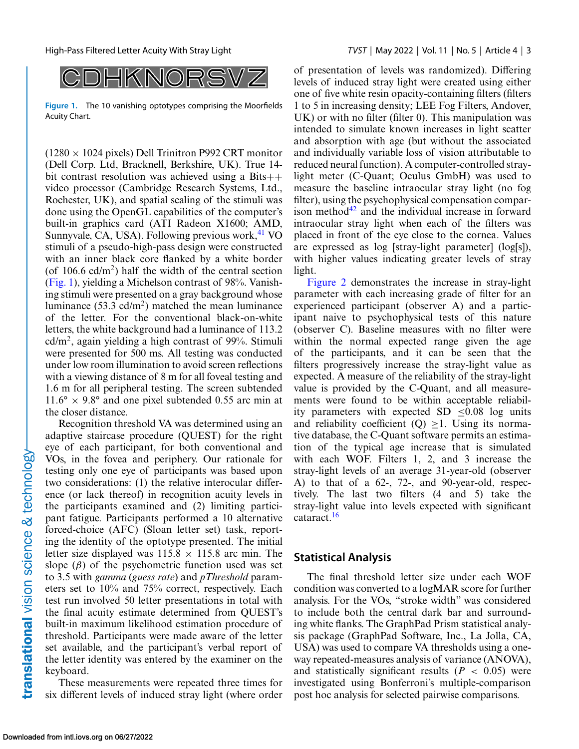CDHKNORSVZ

Figure 1. The 10 vanishing optotypes comprising the Moorfields Acuity Chart.

(1280 × 1024 pixels) Dell Trinitron P992 CRT monitor (Dell Corp. Ltd, Bracknell, Berkshire, UK). True 14-bit contrast resolution was achieved using a Bits++ video processor (Cambridge Research Systems, Ltd., Rochester, UK), and spatial scaling of the stimuli was done using the OpenGL capabilities of the computer's built-in graphics card (ATI Radeon X1600; AMD, Sunnyvale, CA, USA). Following previous work,[41] VO stimuli of a pseudo-high-pass design were constructed with an inner black core flanked by a white border (of 106.6 cd/m$^2$) half the width of the central section (Fig. 1), yielding a Michelson contrast of 98%. Vanishing stimuli were presented on a gray background whose luminance (53.3 cd/m$^2$) matched the mean luminance of the letter. For the conventional black-on-white letters, the white background had a luminance of 113.2 cd/m$^2$, again yielding a high contrast of 99%. Stimuli were presented for 500 ms. All testing was conducted under low room illumination to avoid screen reflections with a viewing distance of 8 m for all foveal testing and 1.6 m for all peripheral testing. The screen subtended 11.6° × 9.8° and one pixel subtended 0.55 arc min at the closer distance.

Recognition threshold VA was determined using an adaptive staircase procedure (QUEST) for the right eye of each participant, for both conventional and VOs, in the fovea and periphery. Our rationale for testing only one eye of participants was based upon two considerations: (1) the relative interocular difference (or lack thereof) in recognition acuity levels in the participants examined and (2) limiting participant fatigue. Participants performed a 10 alternative forced-choice (AFC) (Sloan letter set) task, reporting the identity of the optotype presented. The initial letter size displayed was 115.8 × 115.8 arc min. The slope ($\beta$) of the psychometric function used was set to 3.5 with *gamma* (*guess rate*) and *pThreshold* parameters set to 10% and 75% correct, respectively. Each test run involved 50 letter presentations in total with the final acuity estimate determined from QUEST's built-in maximum likelihood estimation procedure of threshold. Participants were made aware of the letter set available, and the participant's verbal report of the letter identity was entered by the examiner on the keyboard.

These measurements were repeated three times for six different levels of induced stray light (where order of presentation of levels was randomized). Differing levels of induced stray light were created using either one of five white resin opacity-containing filters (filters 1 to 5 in increasing density; LEE Fog Filters, Andover, UK) or with no filter (filter 0). This manipulation was intended to simulate known increases in light scatter and absorption with age (but without the associated and individually variable loss of vision attributable to reduced neural function). A computer-controlled stray-light meter (C-Quant; Oculus GmbH) was used to measure the baseline intraocular stray light (no fog filter), using the psychophysical compensation comparison method[42] and the individual increase in forward intraocular stray light when each of the filters was placed in front of the eye close to the cornea. Values are expressed as log [stray-light parameter] (log[s]), with higher values indicating greater levels of stray light.

Figure 2 demonstrates the increase in stray-light parameter with each increasing grade of filter for an experienced participant (observer A) and a participant naive to psychophysical tests of this nature (observer C). Baseline measures with no filter were within the normal expected range given the age of the participants, and it can be seen that the filters progressively increase the stray-light value as expected. A measure of the reliability of the stray-light value is provided by the C-Quant, and all measurements were found to be within acceptable reliability parameters with expected SD $\leq$0.08 log units and reliability coefficient (Q) $\geq$1. Using its normative database, the C-Quant software permits an estimation of the typical age increase that is simulated with each WOF. Filters 1, 2, and 3 increase the stray-light levels of an average 31-year-old (observer A) to that of a 62-, 72-, and 90-year-old, respectively. The last two filters (4 and 5) take the stray-light value into levels expected with significant cataract.[16]

## Statistical Analysis

The final threshold letter size under each WOF condition was converted to a logMAR score for further analysis. For the VOs, "stroke width" was considered to include both the central dark bar and surrounding white flanks. The GraphPad Prism statistical analysis package (GraphPad Software, Inc., La Jolla, CA, USA) was used to compare VA thresholds using a one-way repeated-measures analysis of variance (ANOVA), and statistically significant results ($P$ < 0.05) were investigated using Bonferroni's multiple-comparison post hoc analysis for selected pairwise comparisons.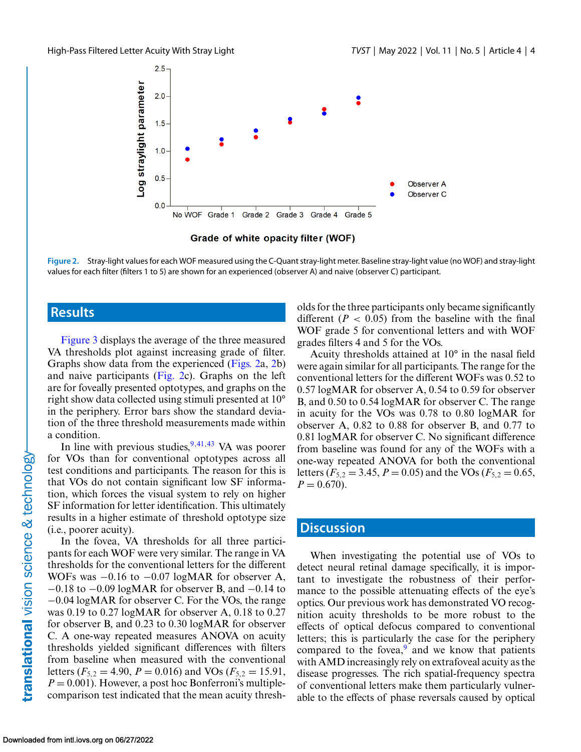Figure 2. Stray-light values for each WOF measured using the C-Quant stray-light meter. Baseline stray-light value (no WOF) and stray-light values for each filter (filters 1 to 5) are shown for an experienced (observer A) and naive (observer C) participant.

## Results

Figure 3 displays the average of the three measured VA thresholds plot against increasing grade of filter. Graphs show data from the experienced (Figs. 2a, 2b) and naive participants (Fig. 2c). Graphs on the left are for foveally presented optotypes, and graphs on the right show data collected using stimuli presented at 10° in the periphery. Error bars show the standard deviation of the three threshold measurements made within a condition.

In line with previous studies,[9,41,43] VA was poorer for VOs than for conventional optotypes across all test conditions and participants. The reason for this is that VOs do not contain significant low SF information, which forces the visual system to rely on higher SF information for letter identification. This ultimately results in a higher estimate of threshold optotype size (i.e., poorer acuity).

In the fovea, VA thresholds for all three participants for each WOF were very similar. The range in VA thresholds for the conventional letters for the different WOFs was −0.16 to −0.07 logMAR for observer A, −0.18 to −0.09 logMAR for observer B, and −0.14 to −0.04 logMAR for observer C. For the VOs, the range was 0.19 to 0.27 logMAR for observer A, 0.18 to 0.27 for observer B, and 0.23 to 0.30 logMAR for observer C. A one-way repeated measures ANOVA on acuity thresholds yielded significant differences with filters from baseline when measured with the conventional letters ($F_{5,2} = 4.90$, $P = 0.016$) and VOs ($F_{5,2} = 15.91$, $P = 0.001$). However, a post hoc Bonferroni's multiple-comparison test indicated that the mean acuity thresholds for the three participants only became significantly different ($P < 0.05$) from the baseline with the final WOF grade 5 for conventional letters and with WOF grades filters 4 and 5 for the VOs.

Acuity thresholds attained at 10° in the nasal field were again similar for all participants. The range for the conventional letters for the different WOFs was 0.52 to 0.57 logMAR for observer A, 0.54 to 0.59 for observer B, and 0.50 to 0.54 logMAR for observer C. The range in acuity for the VOs was 0.78 to 0.80 logMAR for observer A, 0.82 to 0.88 for observer B, and 0.77 to 0.81 logMAR for observer C. No significant difference from baseline was found for any of the WOFs with a one-way repeated ANOVA for both the conventional letters ($F_{5,2} = 3.45$, $P = 0.05$) and the VOs ($F_{5,2} = 0.65$, $P = 0.670$).

## Discussion

When investigating the potential use of VOs to detect neural retinal damage specifically, it is important to investigate the robustness of their performance to the possible attenuating effects of the eye's optics. Our previous work has demonstrated VO recognition acuity thresholds to be more robust to the effects of optical defocus compared to conventional letters; this is particularly the case for the periphery compared to the fovea,[9] and we know that patients with AMD increasingly rely on extrafoveal acuity as the disease progresses. The rich spatial-frequency spectra of conventional letters make them particularly vulnerable to the effects of phase reversals caused by optical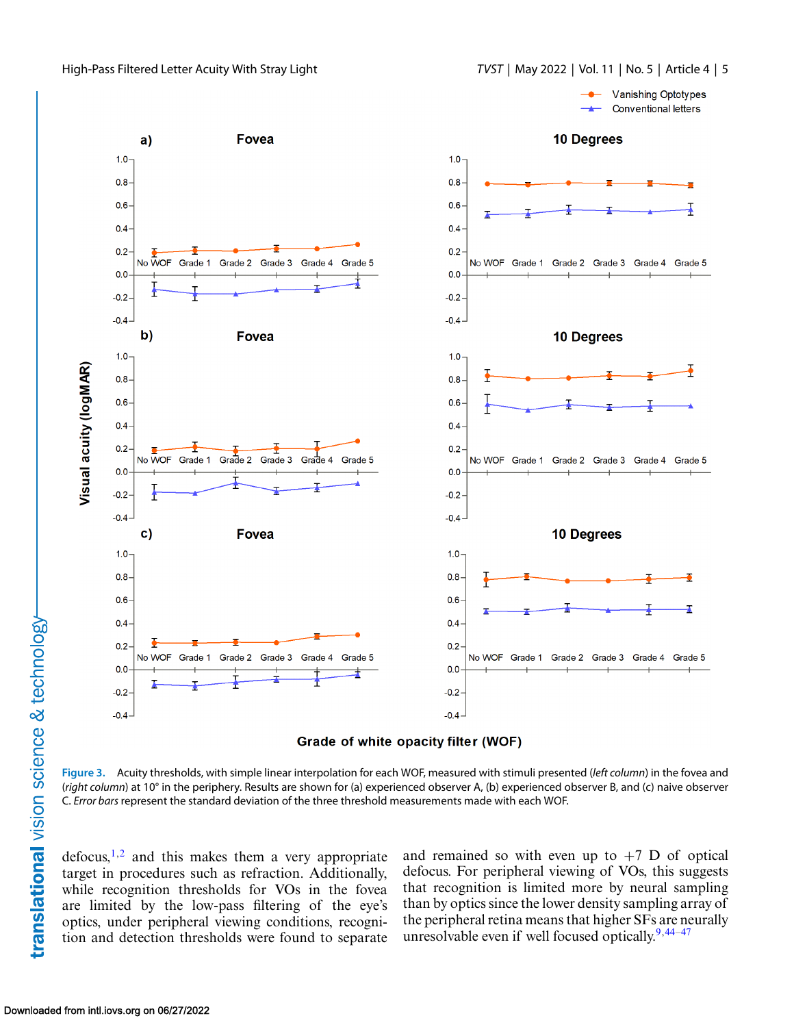Figure 3. Acuity thresholds, with simple linear interpolation for each WOF, measured with stimuli presented (*left column*) in the fovea and (*right column*) at 10° in the periphery. Results are shown for (a) experienced observer A, (b) experienced observer B, and (c) naive observer C. *Error bars* represent the standard deviation of the three threshold measurements made with each WOF.

defocus,[1,2] and this makes them a very appropriate target in procedures such as refraction. Additionally, while recognition thresholds for VOs in the fovea are limited by the low-pass filtering of the eye's optics, under peripheral viewing conditions, recognition and detection thresholds were found to separate and remained so with even up to +7 D of optical defocus. For peripheral viewing of VOs, this suggests that recognition is limited more by neural sampling than by optics since the lower density sampling array of the peripheral retina means that higher SFs are neurally unresolvable even if well focused optically.[9,44–47]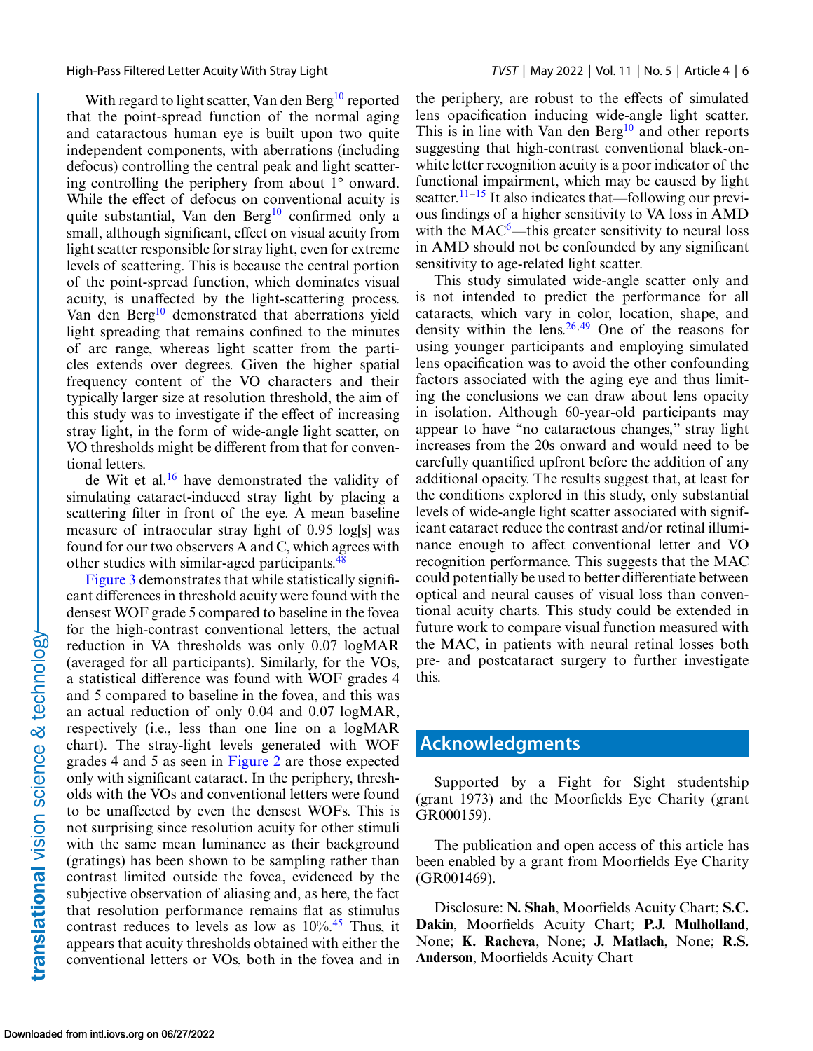With regard to light scatter, Van den Berg[10] reported that the point-spread function of the normal aging and cataractous human eye is built upon two quite independent components, with aberrations (including defocus) controlling the central peak and light scattering controlling the periphery from about 1° onward. While the effect of defocus on conventional acuity is quite substantial, Van den Berg[10] confirmed only a small, although significant, effect on visual acuity from light scatter responsible for stray light, even for extreme levels of scattering. This is because the central portion of the point-spread function, which dominates visual acuity, is unaffected by the light-scattering process. Van den Berg[10] demonstrated that aberrations yield light spreading that remains confined to the minutes of arc range, whereas light scatter from the particles extends over degrees. Given the higher spatial frequency content of the VO characters and their typically larger size at resolution threshold, the aim of this study was to investigate if the effect of increasing stray light, in the form of wide-angle light scatter, on VO thresholds might be different from that for conventional letters.

de Wit et al.[16] have demonstrated the validity of simulating cataract-induced stray light by placing a scattering filter in front of the eye. A mean baseline measure of intraocular stray light of 0.95 log[s] was found for our two observers A and C, which agrees with other studies with similar-aged participants.[48]

Figure 3 demonstrates that while statistically significant differences in threshold acuity were found with the densest WOF grade 5 compared to baseline in the fovea for the high-contrast conventional letters, the actual reduction in VA thresholds was only 0.07 logMAR (averaged for all participants). Similarly, for the VOs, a statistical difference was found with WOF grades 4 and 5 compared to baseline in the fovea, and this was an actual reduction of only 0.04 and 0.07 logMAR, respectively (i.e., less than one line on a logMAR chart). The stray-light levels generated with WOF grades 4 and 5 as seen in Figure 2 are those expected only with significant cataract. In the periphery, thresholds with the VOs and conventional letters were found to be unaffected by even the densest WOFs. This is not surprising since resolution acuity for other stimuli with the same mean luminance as their background (gratings) has been shown to be sampling rather than contrast limited outside the fovea, evidenced by the subjective observation of aliasing and, as here, the fact that resolution performance remains flat as stimulus contrast reduces to levels as low as 10%.[45] Thus, it appears that acuity thresholds obtained with either the conventional letters or VOs, both in the fovea and in the periphery, are robust to the effects of simulated lens opacification inducing wide-angle light scatter. This is in line with Van den Berg[10] and other reports suggesting that high-contrast conventional black-on-white letter recognition acuity is a poor indicator of the functional impairment, which may be caused by light scatter.[11–15] It also indicates that—following our previous findings of a higher sensitivity to VA loss in AMD with the MAC[6]—this greater sensitivity to neural loss in AMD should not be confounded by any significant sensitivity to age-related light scatter.

This study simulated wide-angle scatter only and is not intended to predict the performance for all cataracts, which vary in color, location, shape, and density within the lens.[26,49] One of the reasons for using younger participants and employing simulated lens opacification was to avoid the other confounding factors associated with the aging eye and thus limiting the conclusions we can draw about lens opacity in isolation. Although 60-year-old participants may appear to have "no cataractous changes," stray light increases from the 20s onward and would need to be carefully quantified upfront before the addition of any additional opacity. The results suggest that, at least for the conditions explored in this study, only substantial levels of wide-angle light scatter associated with significant cataract reduce the contrast and/or retinal illuminance enough to affect conventional letter and VO recognition performance. This suggests that the MAC could potentially be used to better differentiate between optical and neural causes of visual loss than conventional acuity charts. This study could be extended in future work to compare visual function measured with the MAC, in patients with neural retinal losses both pre- and postcataract surgery to further investigate this.

## Acknowledgments

Supported by a Fight for Sight studentship (grant 1973) and the Moorfields Eye Charity (grant GR000159).

The publication and open access of this article has been enabled by a grant from Moorfields Eye Charity (GR001469).

Disclosure: **N. Shah**, Moorfields Acuity Chart; **S.C. Dakin**, Moorfields Acuity Chart; **P.J. Mulholland**, None; **K. Racheva**, None; **J. Matlach**, None; **R.S. Anderson**, Moorfields Acuity Chart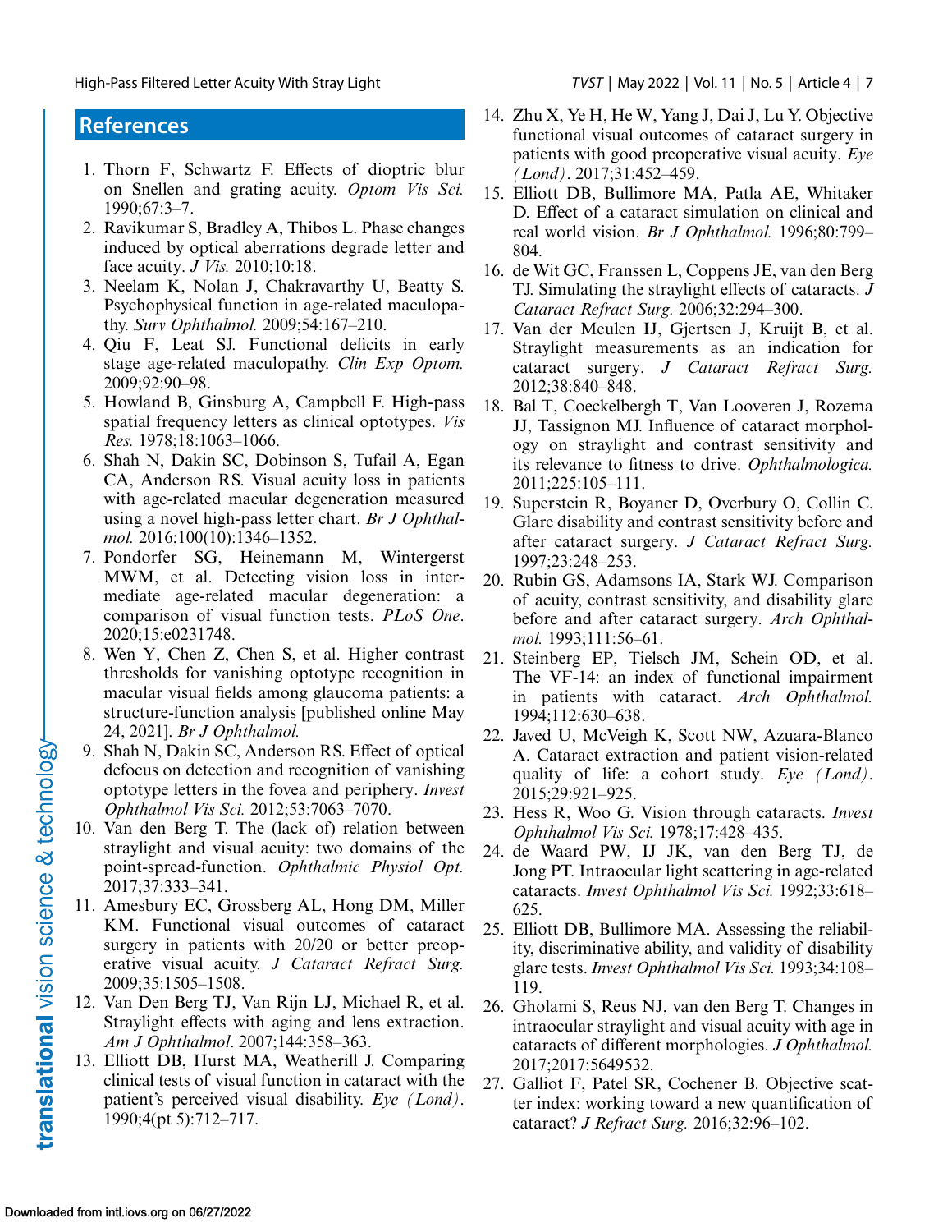## References

1. Thorn F, Schwartz F. Effects of dioptric blur on Snellen and grating acuity. *Optom Vis Sci.* 1990;67:3–7.
2. Ravikumar S, Bradley A, Thibos L. Phase changes induced by optical aberrations degrade letter and face acuity. *J Vis.* 2010;10:18.
3. Neelam K, Nolan J, Chakravarthy U, Beatty S. Psychophysical function in age-related maculopathy. *Surv Ophthalmol.* 2009;54:167–210.
4. Qiu F, Leat SJ. Functional deficits in early stage age-related maculopathy. *Clin Exp Optom.* 2009;92:90–98.
5. Howland B, Ginsburg A, Campbell F. High-pass spatial frequency letters as clinical optotypes. *Vis Res.* 1978;18:1063–1066.
6. Shah N, Dakin SC, Dobinson S, Tufail A, Egan CA, Anderson RS. Visual acuity loss in patients with age-related macular degeneration measured using a novel high-pass letter chart. *Br J Ophthalmol.* 2016;100(10):1346–1352.
7. Pondorfer SG, Heinemann M, Wintergerst MWM, et al. Detecting vision loss in intermediate age-related macular degeneration: a comparison of visual function tests. *PLoS One*. 2020;15:e0231748.
8. Wen Y, Chen Z, Chen S, et al. Higher contrast thresholds for vanishing optotype recognition in macular visual fields among glaucoma patients: a structure-function analysis [published online May 24, 2021]. *Br J Ophthalmol.*
9. Shah N, Dakin SC, Anderson RS. Effect of optical defocus on detection and recognition of vanishing optotype letters in the fovea and periphery. *Invest Ophthalmol Vis Sci.* 2012;53:7063–7070.
10. Van den Berg T. The (lack of) relation between straylight and visual acuity: two domains of the point-spread-function. *Ophthalmic Physiol Opt.* 2017;37:333–341.
11. Amesbury EC, Grossberg AL, Hong DM, Miller KM. Functional visual outcomes of cataract surgery in patients with 20/20 or better preoperative visual acuity. *J Cataract Refract Surg.* 2009;35:1505–1508.
12. Van Den Berg TJ, Van Rijn LJ, Michael R, et al. Straylight effects with aging and lens extraction. *Am J Ophthalmol*. 2007;144:358–363.
13. Elliott DB, Hurst MA, Weatherill J. Comparing clinical tests of visual function in cataract with the patient's perceived visual disability. *Eye (Lond)*. 1990;4(pt 5):712–717.
14. Zhu X, Ye H, He W, Yang J, Dai J, Lu Y. Objective functional visual outcomes of cataract surgery in patients with good preoperative visual acuity. *Eye (Lond)*. 2017;31:452–459.
15. Elliott DB, Bullimore MA, Patla AE, Whitaker D. Effect of a cataract simulation on clinical and real world vision. *Br J Ophthalmol.* 1996;80:799–804.
16. de Wit GC, Franssen L, Coppens JE, van den Berg TJ. Simulating the straylight effects of cataracts. *J Cataract Refract Surg.* 2006;32:294–300.
17. Van der Meulen IJ, Gjertsen J, Kruijt B, et al. Straylight measurements as an indication for cataract surgery. *J Cataract Refract Surg.* 2012;38:840–848.
18. Bal T, Coeckelbergh T, Van Looveren J, Rozema JJ, Tassignon MJ. Influence of cataract morphology on straylight and contrast sensitivity and its relevance to fitness to drive. *Ophthalmologica.* 2011;225:105–111.
19. Superstein R, Boyaner D, Overbury O, Collin C. Glare disability and contrast sensitivity before and after cataract surgery. *J Cataract Refract Surg.* 1997;23:248–253.
20. Rubin GS, Adamsons IA, Stark WJ. Comparison of acuity, contrast sensitivity, and disability glare before and after cataract surgery. *Arch Ophthalmol.* 1993;111:56–61.
21. Steinberg EP, Tielsch JM, Schein OD, et al. The VF-14: an index of functional impairment in patients with cataract. *Arch Ophthalmol.* 1994;112:630–638.
22. Javed U, McVeigh K, Scott NW, Azuara-Blanco A. Cataract extraction and patient vision-related quality of life: a cohort study. *Eye (Lond)*. 2015;29:921–925.
23. Hess R, Woo G. Vision through cataracts. *Invest Ophthalmol Vis Sci.* 1978;17:428–435.
24. de Waard PW, IJ JK, van den Berg TJ, de Jong PT. Intraocular light scattering in age-related cataracts. *Invest Ophthalmol Vis Sci.* 1992;33:618–625.
25. Elliott DB, Bullimore MA. Assessing the reliability, discriminative ability, and validity of disability glare tests. *Invest Ophthalmol Vis Sci.* 1993;34:108–119.
26. Gholami S, Reus NJ, van den Berg T. Changes in intraocular straylight and visual acuity with age in cataracts of different morphologies. *J Ophthalmol.* 2017;2017:5649532.
27. Galliot F, Patel SR, Cochener B. Objective scatter index: working toward a new quantification of cataract? *J Refract Surg.* 2016;32:96–102.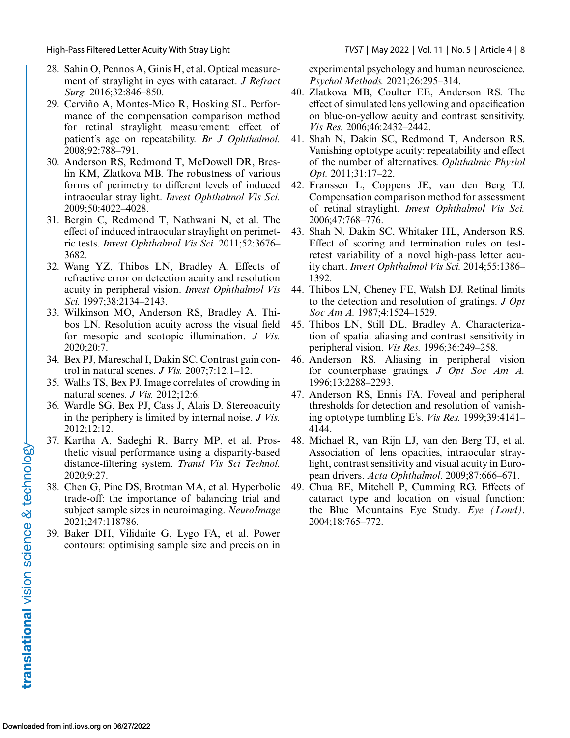28. Sahin O, Pennos A, Ginis H, et al. Optical measurement of straylight in eyes with cataract. *J Refract Surg.* 2016;32:846–850.
29. Cerviño A, Montes-Mico R, Hosking SL. Performance of the compensation comparison method for retinal straylight measurement: effect of patient's age on repeatability. *Br J Ophthalmol.* 2008;92:788–791.
30. Anderson RS, Redmond T, McDowell DR, Breslin KM, Zlatkova MB. The robustness of various forms of perimetry to different levels of induced intraocular stray light. *Invest Ophthalmol Vis Sci.* 2009;50:4022–4028.
31. Bergin C, Redmond T, Nathwani N, et al. The effect of induced intraocular straylight on perimetric tests. *Invest Ophthalmol Vis Sci.* 2011;52:3676–3682.
32. Wang YZ, Thibos LN, Bradley A. Effects of refractive error on detection acuity and resolution acuity in peripheral vision. *Invest Ophthalmol Vis Sci.* 1997;38:2134–2143.
33. Wilkinson MO, Anderson RS, Bradley A, Thibos LN. Resolution acuity across the visual field for mesopic and scotopic illumination. *J Vis.* 2020;20:7.
34. Bex PJ, Mareschal I, Dakin SC. Contrast gain control in natural scenes. *J Vis.* 2007;7:12.1–12.
35. Wallis TS, Bex PJ. Image correlates of crowding in natural scenes. *J Vis.* 2012;12:6.
36. Wardle SG, Bex PJ, Cass J, Alais D. Stereoacuity in the periphery is limited by internal noise. *J Vis.* 2012;12:12.
37. Kartha A, Sadeghi R, Barry MP, et al. Prosthetic visual performance using a disparity-based distance-filtering system. *Transl Vis Sci Technol.* 2020;9:27.
38. Chen G, Pine DS, Brotman MA, et al. Hyperbolic trade-off: the importance of balancing trial and subject sample sizes in neuroimaging. *NeuroImage* 2021;247:118786.
39. Baker DH, Vilidaite G, Lygo FA, et al. Power contours: optimising sample size and precision in experimental psychology and human neuroscience. *Psychol Methods.* 2021;26:295–314.
40. Zlatkova MB, Coulter EE, Anderson RS. The effect of simulated lens yellowing and opacification on blue-on-yellow acuity and contrast sensitivity. *Vis Res.* 2006;46:2432–2442.
41. Shah N, Dakin SC, Redmond T, Anderson RS. Vanishing optotype acuity: repeatability and effect of the number of alternatives. *Ophthalmic Physiol Opt.* 2011;31:17–22.
42. Franssen L, Coppens JE, van den Berg TJ. Compensation comparison method for assessment of retinal straylight. *Invest Ophthalmol Vis Sci.* 2006;47:768–776.
43. Shah N, Dakin SC, Whitaker HL, Anderson RS. Effect of scoring and termination rules on test-retest variability of a novel high-pass letter acuity chart. *Invest Ophthalmol Vis Sci.* 2014;55:1386–1392.
44. Thibos LN, Cheney FE, Walsh DJ. Retinal limits to the detection and resolution of gratings. *J Opt Soc Am A.* 1987;4:1524–1529.
45. Thibos LN, Still DL, Bradley A. Characterization of spatial aliasing and contrast sensitivity in peripheral vision. *Vis Res.* 1996;36:249–258.
46. Anderson RS. Aliasing in peripheral vision for counterphase gratings. *J Opt Soc Am A.* 1996;13:2288–2293.
47. Anderson RS, Ennis FA. Foveal and peripheral thresholds for detection and resolution of vanishing optotype tumbling E's. *Vis Res.* 1999;39:4141–4144.
48. Michael R, van Rijn LJ, van den Berg TJ, et al. Association of lens opacities, intraocular straylight, contrast sensitivity and visual acuity in European drivers. *Acta Ophthalmol*. 2009;87:666–671.
49. Chua BE, Mitchell P, Cumming RG. Effects of cataract type and location on visual function: the Blue Mountains Eye Study. *Eye (Lond)*. 2004;18:765–772.